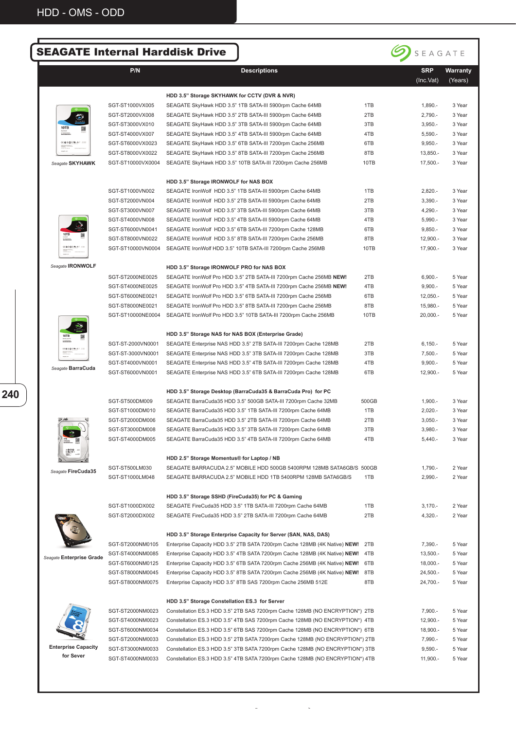## SEAGATE Internal Harddisk Drive

SEAGATE

| Image label | P/N | Descriptions | Capacity | SRP (Inc.Vat) | Warranty (Years) |
|---|---|---|---|---|---|
| | | **HDD 3.5" Storage SKYHAWK for CCTV (DVR & NVR)** | | | |
| | SGT-ST1000VX005 | SEAGATE SkyHawk HDD 3.5" 1TB SATA-III 5900rpm Cache 64MB | 1TB | 1,890.- | 3 Year |
| | SGT-ST2000VX008 | SEAGATE SkyHawk HDD 3.5" 2TB SATA-III 5900rpm Cache 64MB | 2TB | 2,790.- | 3 Year |
| | SGT-ST3000VX010 | SEAGATE SkyHawk HDD 3.5" 3TB SATA-III 5900rpm Cache 64MB | 3TB | 3,950.- | 3 Year |
| | SGT-ST4000VX007 | SEAGATE SkyHawk HDD 3.5" 4TB SATA-III 5900rpm Cache 64MB | 4TB | 5,590.- | 3 Year |
| | SGT-ST6000VX0023 | SEAGATE SkyHawk HDD 3.5" 6TB SATA-III 7200rpm Cache 256MB | 6TB | 9,950.- | 3 Year |
| | SGT-ST8000VX0022 | SEAGATE SkyHawk HDD 3.5" 8TB SATA-III 7200rpm Cache 256MB | 8TB | 13,850.- | 3 Year |
| *Seagate* **SKYHAWK** | SGT-ST10000VX0004 | SEAGATE SkyHawk HDD 3.5" 10TB SATA-III 7200rpm Cache 256MB | 10TB | 17,500.- | 3 Year |
| | | **HDD 3.5" Storage IRONWOLF for NAS BOX** | | | |
| | SGT-ST1000VN002 | SEAGATE IronWolf HDD 3.5" 1TB SATA-III 5900rpm Cache 64MB | 1TB | 2,820.- | 3 Year |
| | SGT-ST2000VN004 | SEAGATE IronWolf HDD 3.5" 2TB SATA-III 5900rpm Cache 64MB | 2TB | 3,390.- | 3 Year |
| | SGT-ST3000VN007 | SEAGATE IronWolf HDD 3.5" 3TB SATA-III 5900rpm Cache 64MB | 3TB | 4,290.- | 3 Year |
| | SGT-ST4000VN008 | SEAGATE IronWolf HDD 3.5" 4TB SATA-III 5900rpm Cache 64MB | 4TB | 5,990.- | 3 Year |
| | SGT-ST6000VN0041 | SEAGATE IronWolf HDD 3.5" 6TB SATA-III 7200rpm Cache 128MB | 6TB | 9,850.- | 3 Year |
| | SGT-ST8000VN0022 | SEAGATE IronWolf HDD 3.5" 8TB SATA-III 7200rpm Cache 256MB | 8TB | 12,900.- | 3 Year |
| | SGT-ST10000VN0004 | SEAGATE IronWolf HDD 3.5" 10TB SATA-III 7200rpm Cache 256MB | 10TB | 17,900.- | 3 Year |
| *Seagate* **IRONWOLF** | | **HDD 3.5" Storage IRONWOLF PRO for NAS BOX** | | | |
| | SGT-ST2000NE0025 | SEAGATE IronWolf Pro HDD 3.5" 2TB SATA-III 7200rpm Cache 256MB **NEW!** | 2TB | 6,900.- | 5 Year |
| | SGT-ST4000NE0025 | SEAGATE IronWolf Pro HDD 3.5" 4TB SATA-III 7200rpm Cache 256MB **NEW!** | 4TB | 9,900.- | 5 Year |
| | SGT-ST6000NE0021 | SEAGATE IronWolf Pro HDD 3.5" 6TB SATA-III 7200rpm Cache 256MB | 6TB | 12,050.- | 5 Year |
| | SGT-ST8000NE0021 | SEAGATE IronWolf Pro HDD 3.5" 8TB SATA-III 7200rpm Cache 256MB | 8TB | 15,980.- | 5 Year |
| | SGT-ST10000NE0004 | SEAGATE IronWolf Pro HDD 3.5" 10TB SATA-III 7200rpm Cache 256MB | 10TB | 20,000.- | 5 Year |
| | | **HDD 3.5" Storage NAS for NAS BOX (Enterprise Grade)** | | | |
| | SGT-ST-2000VN0001 | SEAGATE Enterprise NAS HDD 3.5" 2TB SATA-III 7200rpm Cache 128MB | 2TB | 6,150.- | 5 Year |
| | SGT-ST-3000VN0001 | SEAGATE Enterprise NAS HDD 3.5" 3TB SATA-III 7200rpm Cache 128MB | 3TB | 7,500.- | 5 Year |
| *Seagate* **BarraCuda** | SGT-ST4000VN0001 | SEAGATE Enterprise NAS HDD 3.5" 4TB SATA-III 7200rpm Cache 128MB | 4TB | 9,900.- | 5 Year |
| | SGT-ST6000VN0001 | SEAGATE Enterprise NAS HDD 3.5" 6TB SATA-III 7200rpm Cache 128MB | 6TB | 12,900.- | 5 Year |
| | | **HDD 3.5" Storage Desktop (BarraCuda35 & BarraCuda Pro) for PC** | | | |
| | SGT-ST500DM009 | SEAGATE BarraCuda35 HDD 3.5" 500GB SATA-III 7200rpm Cache 32MB | 500GB | 1,900.- | 3 Year |
| | SGT-ST1000DM010 | SEAGATE BarraCuda35 HDD 3.5" 1TB SATA-III 7200rpm Cache 64MB | 1TB | 2,020.- | 3 Year |
| | SGT-ST2000DM006 | SEAGATE BarraCuda35 HDD 3.5" 2TB SATA-III 7200rpm Cache 64MB | 2TB | 3,050.- | 3 Year |
| | SGT-ST3000DM008 | SEAGATE BarraCuda35 HDD 3.5" 3TB SATA-III 7200rpm Cache 64MB | 3TB | 3,980.- | 3 Year |
| | SGT-ST4000DM005 | SEAGATE BarraCuda35 HDD 3.5" 4TB SATA-III 7200rpm Cache 64MB | 4TB | 5,440.- | 3 Year |
| | | **HDD 2.5" Storage Momentus® for Laptop / NB** | | | |
| *Seagate* **FireCuda35** | SGT-ST500LM030 | SEAGATE BARRACUDA 2.5" MOBILE HDD 500GB 5400RPM 128MB SATA6GB/S | 500GB | 1,790.- | 2 Year |
| | SGT-ST1000LM048 | SEAGATE BARRACUDA 2.5" MOBILE HDD 1TB 5400RPM 128MB SATA6GB/S | 1TB | 2,990.- | 2 Year |
| | | **HDD 3.5" Storage SSHD (FireCuda35) for PC & Gaming** | | | |
| | SGT-ST1000DX002 | SEAGATE FireCuda35 HDD 3.5" 1TB SATA-III 7200rpm Cache 64MB | 1TB | 3,170.- | 2 Year |
| | SGT-ST2000DX002 | SEAGATE FireCuda35 HDD 3.5" 2TB SATA-III 7200rpm Cache 64MB | 2TB | 4,320.- | 2 Year |
| | | **HDD 3.5" Storage Enterprise Capacity for Server (SAN, NAS, DAS)** | | | |
| | SGT-ST2000NM0105 | Enterprise Capacity HDD 3.5" 2TB SATA 7200rpm Cache 128MB (4K Native) **NEW!** | 2TB | 7,390.- | 5 Year |
| *Seagate* **Enterprise Grade** | SGT-ST4000NM0085 | Enterprise Capacity HDD 3.5" 4TB SATA 7200rpm Cache 128MB (4K Native) **NEW!** | 4TB | 13,500.- | 5 Year |
| | SGT-ST6000NM0125 | Enterprise Capacity HDD 3.5" 6TB SATA 7200rpm Cache 256MB (4K Native) **NEW!** | 6TB | 18,000.- | 5 Year |
| | SGT-ST8000NM0045 | Enterprise Capacity HDD 3.5" 8TB SATA 7200rpm Cache 256MB (4K Native) **NEW!** | 8TB | 24,500.- | 5 Year |
| | SGT-ST8000NM0075 | Enterprise Capacity HDD 3.5" 8TB SAS 7200rpm Cache 256MB 512E | 8TB | 24,700.- | 5 Year |
| | | **HDD 3.5" Storage Constellation ES.3 for Server** | | | |
| | SGT-ST2000NM0023 | Constellation ES.3 HDD 3.5" 2TB SAS 7200rpm Cache 128MB (NO ENCRYPTION*) | 2TB | 7,900.- | 5 Year |
| | SGT-ST4000NM0023 | Constellation ES.3 HDD 3.5" 4TB SAS 7200rpm Cache 128MB (NO ENCRYPTION*) | 4TB | 12,900.- | 5 Year |
| | SGT-ST6000NM0034 | Constellation ES.3 HDD 3.5" 6TB SAS 7200rpm Cache 128MB (NO ENCRYPTION*) | 6TB | 18,900.- | 5 Year |
| | SGT-ST2000NM0033 | Constellation ES.3 HDD 3.5" 2TB SATA 7200rpm Cache 128MB (NO ENCRYPTION*) | 2TB | 7,990.- | 5 Year |
| **Enterprise Capacity for Sever** | SGT-ST3000NM0033 | Constellation ES.3 HDD 3.5" 3TB SATA 7200rpm Cache 128MB (NO ENCRYPTION*) | 3TB | 9,590.- | 5 Year |
| | SGT-ST4000NM0033 | Constellation ES.3 HDD 3.5" 4TB SATA 7200rpm Cache 128MB (NO ENCRYPTION*) | 4TB | 11,900.- | 5 Year |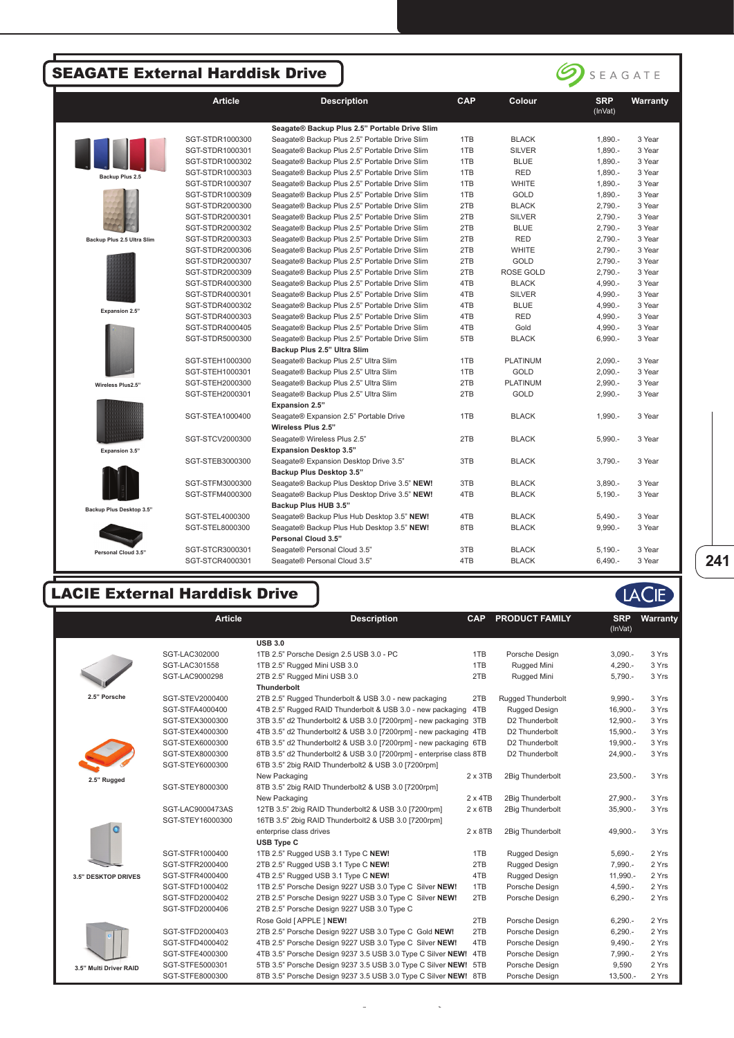## SEAGATE External Harddisk Drive

| Article | Description | CAP | Colour | SRP (InVat) | Warranty |
|---|---|---|---|---|---|
| | **Seagate® Backup Plus 2.5" Portable Drive Slim** | | | | |
| SGT-STDR1000300 | Seagate® Backup Plus 2.5" Portable Drive Slim | 1TB | BLACK | 1,890.- | 3 Year |
| SGT-STDR1000301 | Seagate® Backup Plus 2.5" Portable Drive Slim | 1TB | SILVER | 1,890.- | 3 Year |
| SGT-STDR1000302 | Seagate® Backup Plus 2.5" Portable Drive Slim | 1TB | BLUE | 1,890.- | 3 Year |
| SGT-STDR1000303 | Seagate® Backup Plus 2.5" Portable Drive Slim | 1TB | RED | 1,890.- | 3 Year |
| SGT-STDR1000307 | Seagate® Backup Plus 2.5" Portable Drive Slim | 1TB | WHITE | 1,890.- | 3 Year |
| SGT-STDR1000309 | Seagate® Backup Plus 2.5" Portable Drive Slim | 1TB | GOLD | 1,890.- | 3 Year |
| SGT-STDR2000300 | Seagate® Backup Plus 2.5" Portable Drive Slim | 2TB | BLACK | 2,790.- | 3 Year |
| SGT-STDR2000301 | Seagate® Backup Plus 2.5" Portable Drive Slim | 2TB | SILVER | 2,790.- | 3 Year |
| SGT-STDR2000302 | Seagate® Backup Plus 2.5" Portable Drive Slim | 2TB | BLUE | 2,790.- | 3 Year |
| SGT-STDR2000303 | Seagate® Backup Plus 2.5" Portable Drive Slim | 2TB | RED | 2,790.- | 3 Year |
| SGT-STDR2000306 | Seagate® Backup Plus 2.5" Portable Drive Slim | 2TB | WHITE | 2,790.- | 3 Year |
| SGT-STDR2000307 | Seagate® Backup Plus 2.5" Portable Drive Slim | 2TB | GOLD | 2,790.- | 3 Year |
| SGT-STDR2000309 | Seagate® Backup Plus 2.5" Portable Drive Slim | 2TB | ROSE GOLD | 2,790.- | 3 Year |
| SGT-STDR4000300 | Seagate® Backup Plus 2.5" Portable Drive Slim | 4TB | BLACK | 4,990.- | 3 Year |
| SGT-STDR4000301 | Seagate® Backup Plus 2.5" Portable Drive Slim | 4TB | SILVER | 4,990.- | 3 Year |
| SGT-STDR4000302 | Seagate® Backup Plus 2.5" Portable Drive Slim | 4TB | BLUE | 4,990.- | 3 Year |
| SGT-STDR4000303 | Seagate® Backup Plus 2.5" Portable Drive Slim | 4TB | RED | 4,990.- | 3 Year |
| SGT-STDR4000405 | Seagate® Backup Plus 2.5" Portable Drive Slim | 4TB | Gold | 4,990.- | 3 Year |
| SGT-STDR5000300 | Seagate® Backup Plus 2.5" Portable Drive Slim | 5TB | BLACK | 6,990.- | 3 Year |
| | **Backup Plus 2.5" Ultra Slim** | | | | |
| SGT-STEH1000300 | Seagate® Backup Plus 2.5" Ultra Slim | 1TB | PLATINUM | 2,090.- | 3 Year |
| SGT-STEH1000301 | Seagate® Backup Plus 2.5" Ultra Slim | 1TB | GOLD | 2,090.- | 3 Year |
| SGT-STEH2000300 | Seagate® Backup Plus 2.5" Ultra Slim | 2TB | PLATINUM | 2,990.- | 3 Year |
| SGT-STEH2000301 | Seagate® Backup Plus 2.5" Ultra Slim | 2TB | GOLD | 2,990.- | 3 Year |
| | **Expansion 2.5"** | | | | |
| SGT-STEA1000400 | Seagate® Expansion 2.5" Portable Drive | 1TB | BLACK | 1,990.- | 3 Year |
| | **Wireless Plus 2.5"** | | | | |
| SGT-STCV2000300 | Seagate® Wireless Plus 2.5" | 2TB | BLACK | 5,990.- | 3 Year |
| | **Expansion Desktop 3.5"** | | | | |
| SGT-STEB3000300 | Seagate® Expansion Desktop Drive 3.5" | 3TB | BLACK | 3,790.- | 3 Year |
| | **Backup Plus Desktop 3.5"** | | | | |
| SGT-STFM3000300 | Seagate® Backup Plus Desktop Drive 3.5" **NEW!** | 3TB | BLACK | 3,890.- | 3 Year |
| SGT-STFM4000300 | Seagate® Backup Plus Desktop Drive 3.5" **NEW!** | 4TB | BLACK | 5,190.- | 3 Year |
| | **Backup Plus HUB 3.5"** | | | | |
| SGT-STEL4000300 | Seagate® Backup Plus Hub Desktop 3.5" **NEW!** | 4TB | BLACK | 5,490.- | 3 Year |
| SGT-STEL8000300 | Seagate® Backup Plus Hub Desktop 3.5" **NEW!** | 8TB | BLACK | 9,990.- | 3 Year |
| | **Personal Cloud 3.5"** | | | | |
| SGT-STCR3000301 | Seagate® Personal Cloud 3.5" | 3TB | BLACK | 5,190.- | 3 Year |
| SGT-STCR4000301 | Seagate® Personal Cloud 3.5" | 4TB | BLACK | 6,490.- | 3 Year |

Backup Plus 2.5 · Backup Plus 2.5 Ultra Slim · Expansion 2.5" · Wireless Plus2.5" · Expansion 3.5" · Backup Plus Desktop 3.5" · Personal Cloud 3.5"

## LACIE External Harddisk Drive

| Article | Description | CAP | PRODUCT FAMILY | SRP (InVat) | Warranty |
|---|---|---|---|---|---|
| | **USB 3.0** | | | | |
| SGT-LAC302000 | 1TB 2.5" Porsche Design 2.5 USB 3.0 - PC | 1TB | Porsche Design | 3,090.- | 3 Yrs |
| SGT-LAC301558 | 1TB 2.5" Rugged Mini USB 3.0 | 1TB | Rugged Mini | 4,290.- | 3 Yrs |
| SGT-LAC9000298 | 2TB 2.5" Rugged Mini USB 3.0 | 2TB | Rugged Mini | 5,790.- | 3 Yrs |
| | **Thunderbolt** | | | | |
| SGT-STEV2000400 | 2TB 2.5" Rugged Thunderbolt & USB 3.0 - new packaging | 2TB | Rugged Thunderbolt | 9,990.- | 3 Yrs |
| SGT-STFA4000400 | 4TB 2.5" Rugged RAID Thunderbolt & USB 3.0 - new packaging | 4TB | Rugged Design | 16,900.- | 3 Yrs |
| SGT-STEX3000300 | 3TB 3.5" d2 Thunderbolt2 & USB 3.0 [7200rpm] - new packaging | 3TB | D2 Thunderbolt | 12,900.- | 3 Yrs |
| SGT-STEX4000300 | 4TB 3.5" d2 Thunderbolt2 & USB 3.0 [7200rpm] - new packaging | 4TB | D2 Thunderbolt | 15,900.- | 3 Yrs |
| SGT-STEX6000300 | 6TB 3.5" d2 Thunderbolt2 & USB 3.0 [7200rpm] - new packaging | 6TB | D2 Thunderbolt | 19,900.- | 3 Yrs |
| SGT-STEX8000300 | 8TB 3.5" d2 Thunderbolt2 & USB 3.0 [7200rpm] - enterprise class | 8TB | D2 Thunderbolt | 24,900.- | 3 Yrs |
| SGT-STEY6000300 | 6TB 3.5" 2big RAID Thunderbolt2 & USB 3.0 [7200rpm] New Packaging | 2 x 3TB | 2Big Thunderbolt | 23,500.- | 3 Yrs |
| SGT-STEY8000300 | 8TB 3.5" 2big RAID Thunderbolt2 & USB 3.0 [7200rpm] New Packaging | 2 x 4TB | 2Big Thunderbolt | 27,900.- | 3 Yrs |
| SGT-LAC9000473AS | 12TB 3.5" 2big RAID Thunderbolt2 & USB 3.0 [7200rpm] | 2 x 6TB | 2Big Thunderbolt | 35,900.- | 3 Yrs |
| SGT-STEY16000300 | 16TB 3.5" 2big RAID Thunderbolt2 & USB 3.0 [7200rpm] enterprise class drives | 2 x 8TB | 2Big Thunderbolt | 49,900.- | 3 Yrs |
| | **USB Type C** | | | | |
| SGT-STFR1000400 | 1TB 2.5" Rugged USB 3.1 Type C **NEW!** | 1TB | Rugged Design | 5,690.- | 2 Yrs |
| SGT-STFR2000400 | 2TB 2.5" Rugged USB 3.1 Type C **NEW!** | 2TB | Rugged Design | 7,990.- | 2 Yrs |
| SGT-STFR4000400 | 4TB 2.5" Rugged USB 3.1 Type C **NEW!** | 4TB | Rugged Design | 11,990.- | 2 Yrs |
| SGT-STFD1000402 | 1TB 2.5" Porsche Design 9227 USB 3.0 Type C Silver **NEW!** | 1TB | Porsche Design | 4,590.- | 2 Yrs |
| SGT-STFD2000402 | 2TB 2.5" Porsche Design 9227 USB 3.0 Type C Silver **NEW!** | 2TB | Porsche Design | 6,290.- | 2 Yrs |
| SGT-STFD2000406 | 2TB 2.5" Porsche Design 9227 USB 3.0 Type C Rose Gold [ APPLE ] **NEW!** | 2TB | Porsche Design | 6,290.- | 2 Yrs |
| SGT-STFD2000403 | 2TB 2.5" Porsche Design 9227 USB 3.0 Type C Gold **NEW!** | 2TB | Porsche Design | 6,290.- | 2 Yrs |
| SGT-STFD4000402 | 4TB 2.5" Porsche Design 9227 USB 3.0 Type C Silver **NEW!** | 4TB | Porsche Design | 9,490.- | 2 Yrs |
| SGT-STFE4000300 | 4TB 3.5" Porsche Design 9237 3.5 USB 3.0 Type C Silver **NEW!** | 4TB | Porsche Design | 7,990.- | 2 Yrs |
| SGT-STFE5000301 | 5TB 3.5" Porsche Design 9237 3.5 USB 3.0 Type C Silver **NEW!** | 5TB | Porsche Design | 9,590 | 2 Yrs |
| SGT-STFE8000300 | 8TB 3.5" Porsche Design 9237 3.5 USB 3.0 Type C Silver **NEW!** | 8TB | Porsche Design | 13,500.- | 2 Yrs |

2.5" Porsche · 2.5" Rugged · 3.5" DESKTOP DRIVES · 3.5" Multi Driver RAID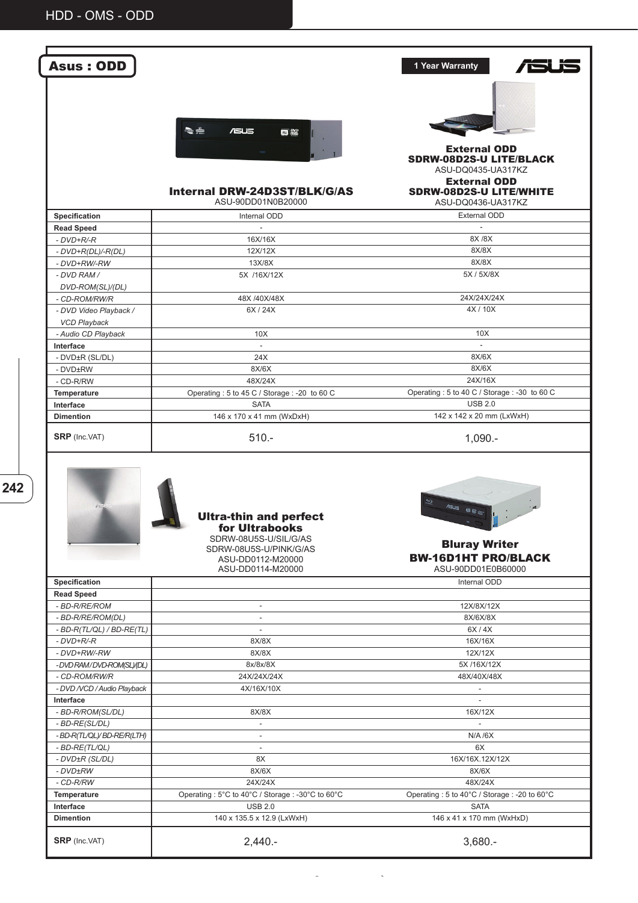## Asus : ODD

1 Year Warranty

| | Internal DRW-24D3ST/BLK/G/AS<br>ASU-90DD01N0B20000 | External ODD<br>SDRW-08D2S-U LITE/BLACK<br>ASU-DQ0435-UA317KZ<br>External ODD<br>SDRW-08D2S-U LITE/WHITE<br>ASU-DQ0436-UA317KZ |
|---|---|---|
| **Specification** | Internal ODD | External ODD |
| **Read Speed** | - | - |
| *- DVD+R/-R* | 16X/16X | 8X /8X |
| *- DVD+R(DL)/-R(DL)* | 12X/12X | 8X/8X |
| *- DVD+RW/-RW* | 13X/8X | 8X/8X |
| *- DVD RAM / DVD-ROM(SL)/(DL)* | 5X /16X/12X | 5X / 5X/8X |
| *- CD-ROM/RW/R* | 48X /40X/48X | 24X/24X/24X |
| *- DVD Video Playback / VCD Playback* | 6X / 24X | 4X / 10X |
| *- Audio CD Playback* | 10X | 10X |
| **Interface** | - | - |
| - DVD±R (SL/DL) | 24X | 8X/6X |
| - DVD±RW | 8X/6X | 8X/6X |
| - CD-R/RW | 48X/24X | 24X/16X |
| **Temperature** | Operating : 5 to 45 C / Storage : -20 to 60 C | Operating : 5 to 40 C / Storage : -30 to 60 C |
| **Interface** | SATA | USB 2.0 |
| **Dimention** | 146 x 170 x 41 mm (WxDxH) | 142 x 142 x 20 mm (LxWxH) |
| **SRP** (Inc.VAT) | 510.- | 1,090.- |

| | Ultra-thin and perfect for Ultrabooks<br>SDRW-08U5S-U/SIL/G/AS<br>SDRW-08U5S-U/PINK/G/AS<br>ASU-DD0112-M20000<br>ASU-DD0114-M20000 | Bluray Writer<br>BW-16D1HT PRO/BLACK<br>ASU-90DD01E0B60000 |
|---|---|---|
| **Specification** | | Internal ODD |
| **Read Speed** | | |
| *- BD-R/RE/ROM* | - | 12X/8X/12X |
| *- BD-R/RE/ROM(DL)* | - | 8X/6X/8X |
| *- BD-R(TL/QL) / BD-RE(TL)* | - | 6X / 4X |
| *- DVD+R/-R* | 8X/8X | 16X/16X |
| *- DVD+RW/-RW* | 8X/8X | 12X/12X |
| *- DVD RAM / DVD-ROM(SL)/(DL)* | 8x/8x/8X | 5X /16X/12X |
| *- CD-ROM/RW/R* | 24X/24X/24X | 48X/40X/48X |
| *- DVD /VCD / Audio Playback* | 4X/16X/10X | - |
| **Interface** | | - |
| *- BD-R/ROM(SL/DL)* | 8X/8X | 16X/12X |
| *- BD-RE(SL/DL)* | - | - |
| *- BD-R(TL/QL)/ BD-RE/R(LTH)* | - | N/A /6X |
| *- BD-RE(TL/QL)* | - | 6X |
| *- DVD±R (SL/DL)* | 8X | 16X/16X.12X/12X |
| *- DVD±RW* | 8X/6X | 8X/6X |
| *- CD-R/RW* | 24X/24X | 48X/24X |
| **Temperature** | Operating : 5°C to 40°C / Storage : -30°C to 60°C | Operating : 5 to 40°C / Storage : -20 to 60°C |
| **Interface** | USB 2.0 | SATA |
| **Dimention** | 140 x 135.5 x 12.9 (LxWxH) | 146 x 41 x 170 mm (WxHxD) |
| **SRP** (Inc.VAT) | 2,440.- | 3,680.- |